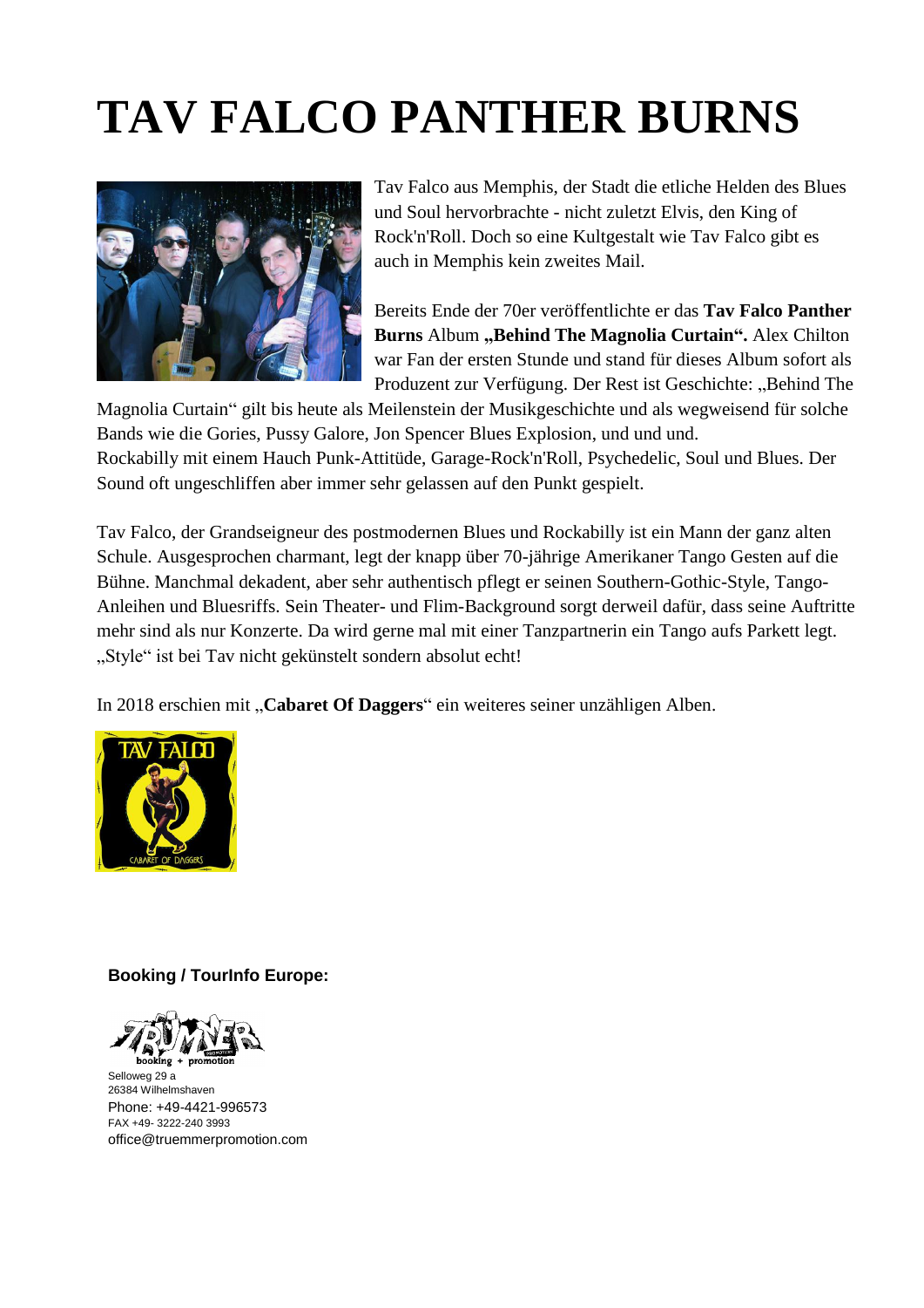# TAV FALCO PANTHER BURNS

Tav Falco aus Memphis, der Stadt die etliche Helden des Blues und Soul hervorbrachte - nicht zuletzt Elvis, den King of Rock'n'Roll. Doch so eine Kultgestalt wie Tav Falco gibt es auch in Memphis kein zweites Mail.

Bereits Ende der 70er veröffentlichte er das **Tav Falco Panther Burns** Album **„Behind The Magnolia Curtain".** Alex Chilton war Fan der ersten Stunde und stand für dieses Album sofort als Produzent zur Verfügung. Der Rest ist Geschichte: „Behind The Magnolia Curtain" gilt bis heute als Meilenstein der Musikgeschichte und als wegweisend für solche Bands wie die Gories, Pussy Galore, Jon Spencer Blues Explosion, und und und.
Rockabilly mit einem Hauch Punk-Attitüde, Garage-Rock'n'Roll, Psychedelic, Soul und Blues. Der Sound oft ungeschliffen aber immer sehr gelassen auf den Punkt gespielt.

Tav Falco, der Grandseigneur des postmodernen Blues und Rockabilly ist ein Mann der ganz alten Schule. Ausgesprochen charmant, legt der knapp über 70-jährige Amerikaner Tango Gesten auf die Bühne. Manchmal dekadent, aber sehr authentisch pflegt er seinen Southern-Gothic-Style, Tango-Anleihen und Bluesriffs. Sein Theater- und Flim-Background sorgt derweil dafür, dass seine Auftritte mehr sind als nur Konzerte. Da wird gerne mal mit einer Tanzpartnerin ein Tango aufs Parkett legt. „Style" ist bei Tav nicht gekünstelt sondern absolut echt!

In 2018 erschien mit „**Cabaret Of Daggers**" ein weiteres seiner unzähligen Alben.

**Booking / TourInfo Europe:**

Selloweg 29 a
26384 Wilhelmshaven
Phone: +49-4421-996573
FAX +49- 3222-240 3993
office@truemmerpromotion.com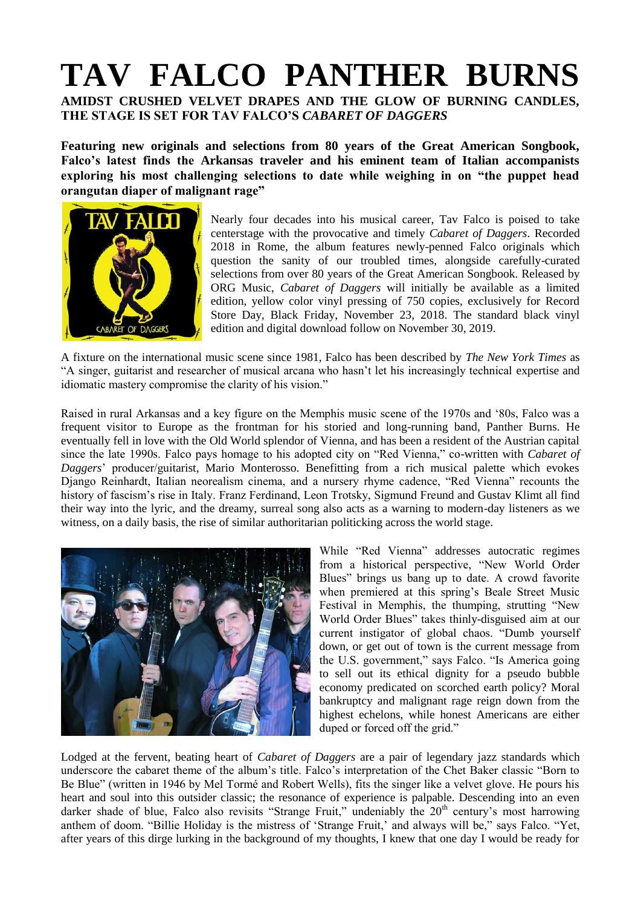# TAV FALCO PANTHER BURNS

**AMIDST CRUSHED VELVET DRAPES AND THE GLOW OF BURNING CANDLES, THE STAGE IS SET FOR TAV FALCO'S *CABARET OF DAGGERS***

**Featuring new originals and selections from 80 years of the Great American Songbook, Falco's latest finds the Arkansas traveler and his eminent team of Italian accompanists exploring his most challenging selections to date while weighing in on "the puppet head orangutan diaper of malignant rage"**

Nearly four decades into his musical career, Tav Falco is poised to take centerstage with the provocative and timely *Cabaret of Daggers*. Recorded 2018 in Rome, the album features newly-penned Falco originals which question the sanity of our troubled times, alongside carefully-curated selections from over 80 years of the Great American Songbook. Released by ORG Music, *Cabaret of Daggers* will initially be available as a limited edition, yellow color vinyl pressing of 750 copies, exclusively for Record Store Day, Black Friday, November 23, 2018. The standard black vinyl edition and digital download follow on November 30, 2019.

A fixture on the international music scene since 1981, Falco has been described by *The New York Times* as "A singer, guitarist and researcher of musical arcana who hasn't let his increasingly technical expertise and idiomatic mastery compromise the clarity of his vision."

Raised in rural Arkansas and a key figure on the Memphis music scene of the 1970s and '80s, Falco was a frequent visitor to Europe as the frontman for his storied and long-running band, Panther Burns. He eventually fell in love with the Old World splendor of Vienna, and has been a resident of the Austrian capital since the late 1990s. Falco pays homage to his adopted city on "Red Vienna," co-written with *Cabaret of Daggers*' producer/guitarist, Mario Monterosso. Benefitting from a rich musical palette which evokes Django Reinhardt, Italian neorealism cinema, and a nursery rhyme cadence, "Red Vienna" recounts the history of fascism's rise in Italy. Franz Ferdinand, Leon Trotsky, Sigmund Freund and Gustav Klimt all find their way into the lyric, and the dreamy, surreal song also acts as a warning to modern-day listeners as we witness, on a daily basis, the rise of similar authoritarian politicking across the world stage.

While "Red Vienna" addresses autocratic regimes from a historical perspective, "New World Order Blues" brings us bang up to date. A crowd favorite when premiered at this spring's Beale Street Music Festival in Memphis, the thumping, strutting "New World Order Blues" takes thinly-disguised aim at our current instigator of global chaos. "Dumb yourself down, or get out of town is the current message from the U.S. government," says Falco. "Is America going to sell out its ethical dignity for a pseudo bubble economy predicated on scorched earth policy? Moral bankruptcy and malignant rage reign down from the highest echelons, while honest Americans are either duped or forced off the grid."

Lodged at the fervent, beating heart of *Cabaret of Daggers* are a pair of legendary jazz standards which underscore the cabaret theme of the album's title. Falco's interpretation of the Chet Baker classic "Born to Be Blue" (written in 1946 by Mel Tormé and Robert Wells), fits the singer like a velvet glove. He pours his heart and soul into this outsider classic; the resonance of experience is palpable. Descending into an even darker shade of blue, Falco also revisits "Strange Fruit," undeniably the 20th century's most harrowing anthem of doom. "Billie Holiday is the mistress of 'Strange Fruit,' and always will be," says Falco. "Yet, after years of this dirge lurking in the background of my thoughts, I knew that one day I would be ready for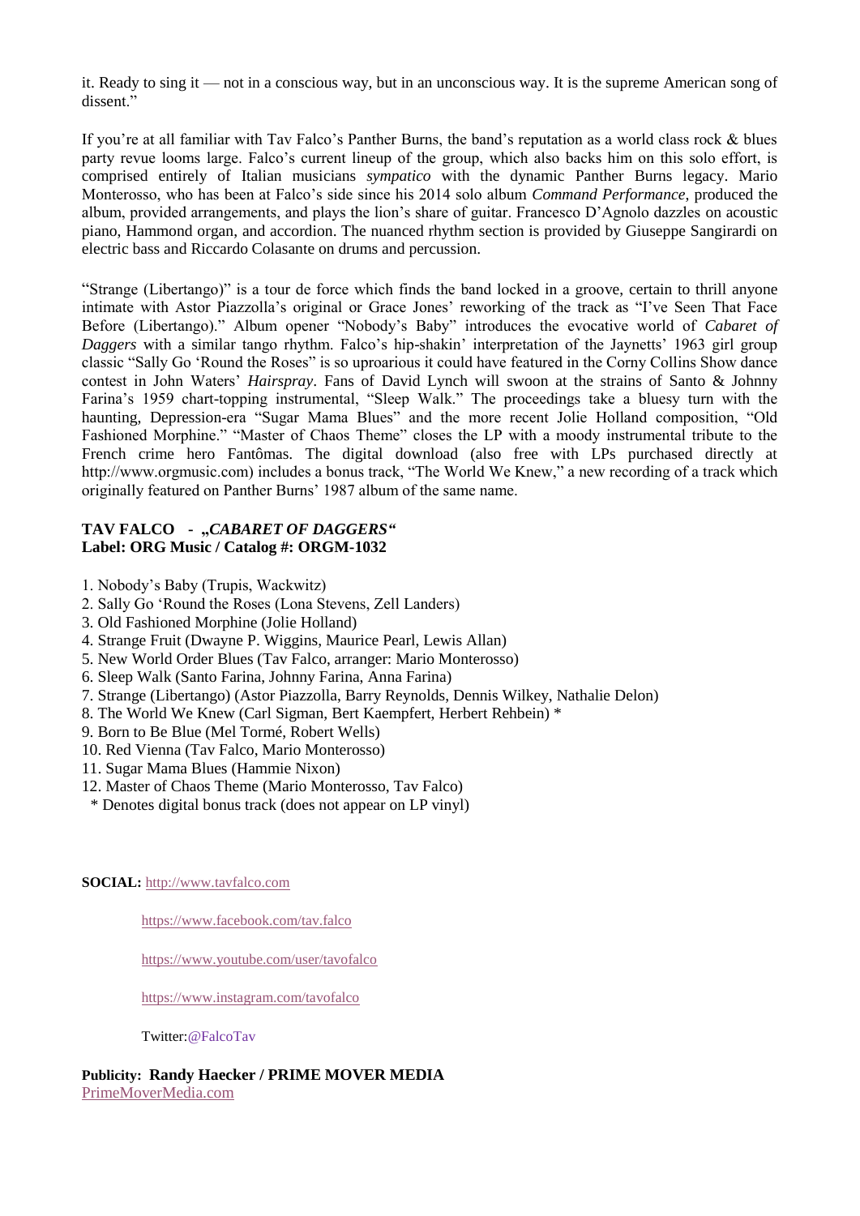it. Ready to sing it — not in a conscious way, but in an unconscious way. It is the supreme American song of dissent."

If you're at all familiar with Tav Falco's Panther Burns, the band's reputation as a world class rock & blues party revue looms large. Falco's current lineup of the group, which also backs him on this solo effort, is comprised entirely of Italian musicians *sympatico* with the dynamic Panther Burns legacy. Mario Monterosso, who has been at Falco's side since his 2014 solo album *Command Performance*, produced the album, provided arrangements, and plays the lion's share of guitar. Francesco D'Agnolo dazzles on acoustic piano, Hammond organ, and accordion. The nuanced rhythm section is provided by Giuseppe Sangirardi on electric bass and Riccardo Colasante on drums and percussion.

"Strange (Libertango)" is a tour de force which finds the band locked in a groove, certain to thrill anyone intimate with Astor Piazzolla's original or Grace Jones' reworking of the track as "I've Seen That Face Before (Libertango)." Album opener "Nobody's Baby" introduces the evocative world of *Cabaret of Daggers* with a similar tango rhythm. Falco's hip-shakin' interpretation of the Jaynetts' 1963 girl group classic "Sally Go 'Round the Roses" is so uproarious it could have featured in the Corny Collins Show dance contest in John Waters' *Hairspray*. Fans of David Lynch will swoon at the strains of Santo & Johnny Farina's 1959 chart-topping instrumental, "Sleep Walk." The proceedings take a bluesy turn with the haunting, Depression-era "Sugar Mama Blues" and the more recent Jolie Holland composition, "Old Fashioned Morphine." "Master of Chaos Theme" closes the LP with a moody instrumental tribute to the French crime hero Fantômas. The digital download (also free with LPs purchased directly at http://www.orgmusic.com) includes a bonus track, "The World We Knew," a new recording of a track which originally featured on Panther Burns' 1987 album of the same name.

**TAV FALCO - „*CABARET OF DAGGERS*"**
**Label: ORG Music / Catalog #: ORGM-1032**

1. Nobody's Baby (Trupis, Wackwitz)
2. Sally Go 'Round the Roses (Lona Stevens, Zell Landers)
3. Old Fashioned Morphine (Jolie Holland)
4. Strange Fruit (Dwayne P. Wiggins, Maurice Pearl, Lewis Allan)
5. New World Order Blues (Tav Falco, arranger: Mario Monterosso)
6. Sleep Walk (Santo Farina, Johnny Farina, Anna Farina)
7. Strange (Libertango) (Astor Piazzolla, Barry Reynolds, Dennis Wilkey, Nathalie Delon)
8. The World We Knew (Carl Sigman, Bert Kaempfert, Herbert Rehbein) *
9. Born to Be Blue (Mel Tormé, Robert Wells)
10. Red Vienna (Tav Falco, Mario Monterosso)
11. Sugar Mama Blues (Hammie Nixon)
12. Master of Chaos Theme (Mario Monterosso, Tav Falco)

\* Denotes digital bonus track (does not appear on LP vinyl)

**SOCIAL:** http://www.tavfalco.com

https://www.facebook.com/tav.falco

https://www.youtube.com/user/tavofalco

https://www.instagram.com/tavofalco

Twitter:@FalcoTav

**Publicity: Randy Haecker / PRIME MOVER MEDIA**
PrimeMoverMedia.com